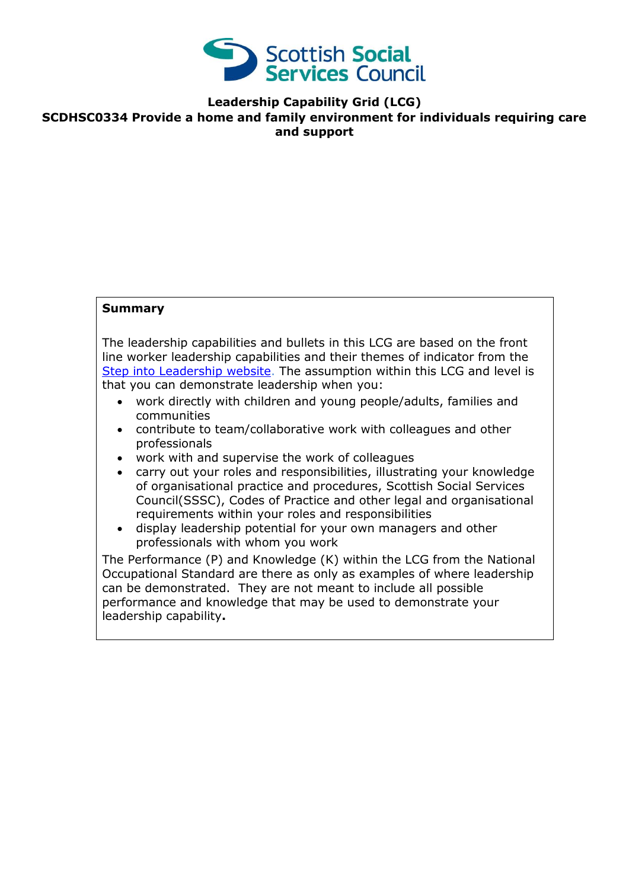**Leadership Capability Grid (LCG)**
**SCDHSC0334 Provide a home and family environment for individuals requiring care and support**

**Summary**

The leadership capabilities and bullets in this LCG are based on the front line worker leadership capabilities and their themes of indicator from the Step into Leadership website. The assumption within this LCG and level is that you can demonstrate leadership when you:

- work directly with children and young people/adults, families and communities
- contribute to team/collaborative work with colleagues and other professionals
- work with and supervise the work of colleagues
- carry out your roles and responsibilities, illustrating your knowledge of organisational practice and procedures, Scottish Social Services Council(SSSC), Codes of Practice and other legal and organisational requirements within your roles and responsibilities
- display leadership potential for your own managers and other professionals with whom you work

The Performance (P) and Knowledge (K) within the LCG from the National Occupational Standard are there as only as examples of where leadership can be demonstrated. They are not meant to include all possible performance and knowledge that may be used to demonstrate your leadership capability**.**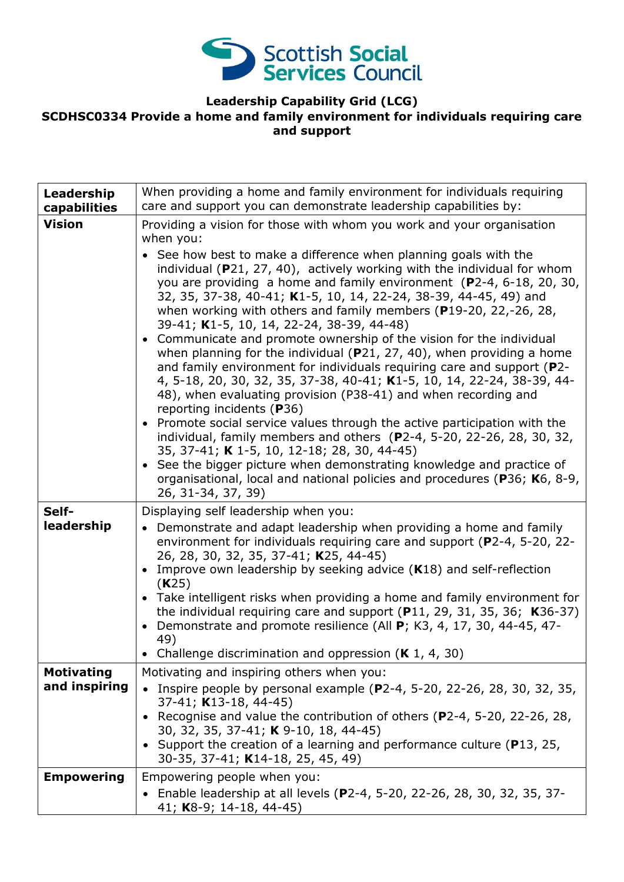**Leadership Capability Grid (LCG)**
**SCDHSC0334 Provide a home and family environment for individuals requiring care and support**

| Leadership capabilities | When providing a home and family environment for individuals requiring care and support you can demonstrate leadership capabilities by: |
|---|---|
| **Vision** | Providing a vision for those with whom you work and your organisation when you:<br>• See how best to make a difference when planning goals with the individual (**P**21, 27, 40), actively working with the individual for whom you are providing a home and family environment (**P**2-4, 6-18, 20, 30, 32, 35, 37-38, 40-41; **K**1-5, 10, 14, 22-24, 38-39, 44-45, 49) and when working with others and family members (**P**19-20, 22,-26, 28, 39-41; **K**1-5, 10, 14, 22-24, 38-39, 44-48)<br>• Communicate and promote ownership of the vision for the individual when planning for the individual (**P**21, 27, 40), when providing a home and family environment for individuals requiring care and support (**P**2-4, 5-18, 20, 30, 32, 35, 37-38, 40-41; **K**1-5, 10, 14, 22-24, 38-39, 44-48), when evaluating provision (P38-41) and when recording and reporting incidents (**P**36)<br>• Promote social service values through the active participation with the individual, family members and others (**P**2-4, 5-20, 22-26, 28, 30, 32, 35, 37-41; **K** 1-5, 10, 12-18; 28, 30, 44-45)<br>• See the bigger picture when demonstrating knowledge and practice of organisational, local and national policies and procedures (**P**36; **K**6, 8-9, 26, 31-34, 37, 39) |
| **Self-leadership** | Displaying self leadership when you:<br>• Demonstrate and adapt leadership when providing a home and family environment for individuals requiring care and support (**P**2-4, 5-20, 22-26, 28, 30, 32, 35, 37-41; **K**25, 44-45)<br>• Improve own leadership by seeking advice (**K**18) and self-reflection (**K**25)<br>• Take intelligent risks when providing a home and family environment for the individual requiring care and support (**P**11, 29, 31, 35, 36; **K**36-37)<br>• Demonstrate and promote resilience (All **P**; K3, 4, 17, 30, 44-45, 47-49)<br>• Challenge discrimination and oppression (**K** 1, 4, 30) |
| **Motivating and inspiring** | Motivating and inspiring others when you:<br>• Inspire people by personal example (**P**2-4, 5-20, 22-26, 28, 30, 32, 35, 37-41; **K**13-18, 44-45)<br>• Recognise and value the contribution of others (**P**2-4, 5-20, 22-26, 28, 30, 32, 35, 37-41; **K** 9-10, 18, 44-45)<br>• Support the creation of a learning and performance culture (**P**13, 25, 30-35, 37-41; **K**14-18, 25, 45, 49) |
| **Empowering** | Empowering people when you:<br>• Enable leadership at all levels (**P**2-4, 5-20, 22-26, 28, 30, 32, 35, 37-41; **K**8-9; 14-18, 44-45) |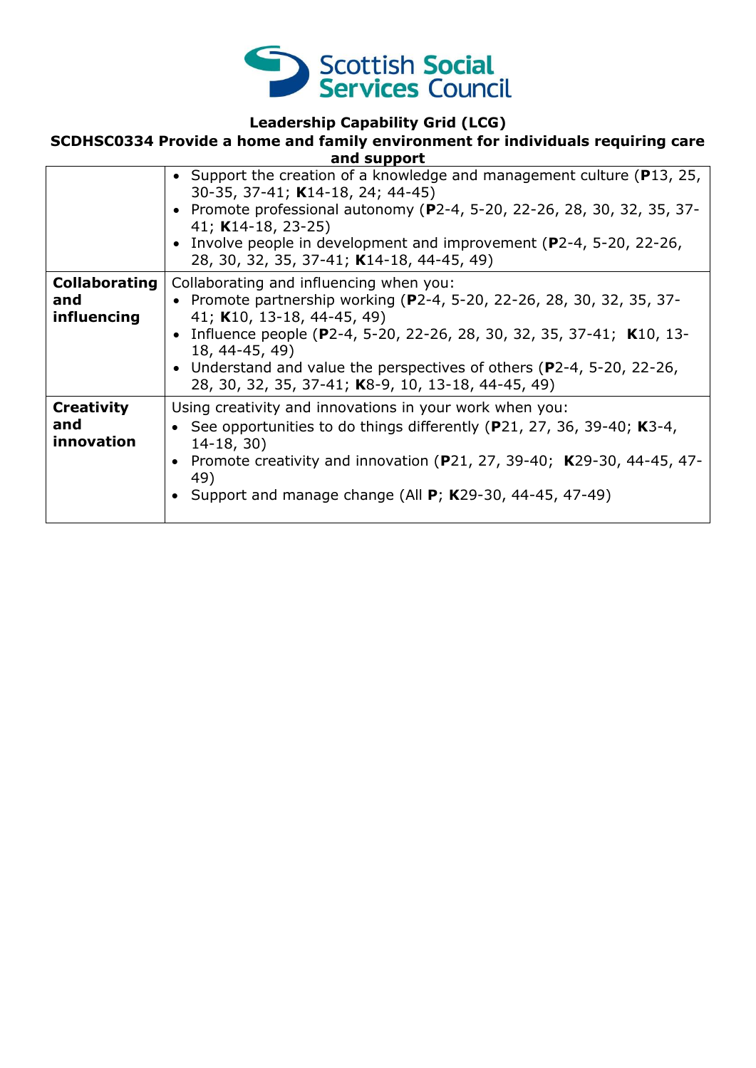**Leadership Capability Grid (LCG)**

**SCDHSC0334 Provide a home and family environment for individuals requiring care and support**

| | |
|---|---|
| | • Support the creation of a knowledge and management culture (**P**13, 25, 30-35, 37-41; **K**14-18, 24; 44-45)<br>• Promote professional autonomy (**P**2-4, 5-20, 22-26, 28, 30, 32, 35, 37-41; **K**14-18, 23-25)<br>• Involve people in development and improvement (**P**2-4, 5-20, 22-26, 28, 30, 32, 35, 37-41; **K**14-18, 44-45, 49) |
| **Collaborating and influencing** | Collaborating and influencing when you:<br>• Promote partnership working (**P**2-4, 5-20, 22-26, 28, 30, 32, 35, 37-41; **K**10, 13-18, 44-45, 49)<br>• Influence people (**P**2-4, 5-20, 22-26, 28, 30, 32, 35, 37-41; **K**10, 13-18, 44-45, 49)<br>• Understand and value the perspectives of others (**P**2-4, 5-20, 22-26, 28, 30, 32, 35, 37-41; **K**8-9, 10, 13-18, 44-45, 49) |
| **Creativity and innovation** | Using creativity and innovations in your work when you:<br>• See opportunities to do things differently (**P**21, 27, 36, 39-40; **K**3-4, 14-18, 30)<br>• Promote creativity and innovation (**P**21, 27, 39-40; **K**29-30, 44-45, 47-49)<br>• Support and manage change (All **P**; **K**29-30, 44-45, 47-49) |